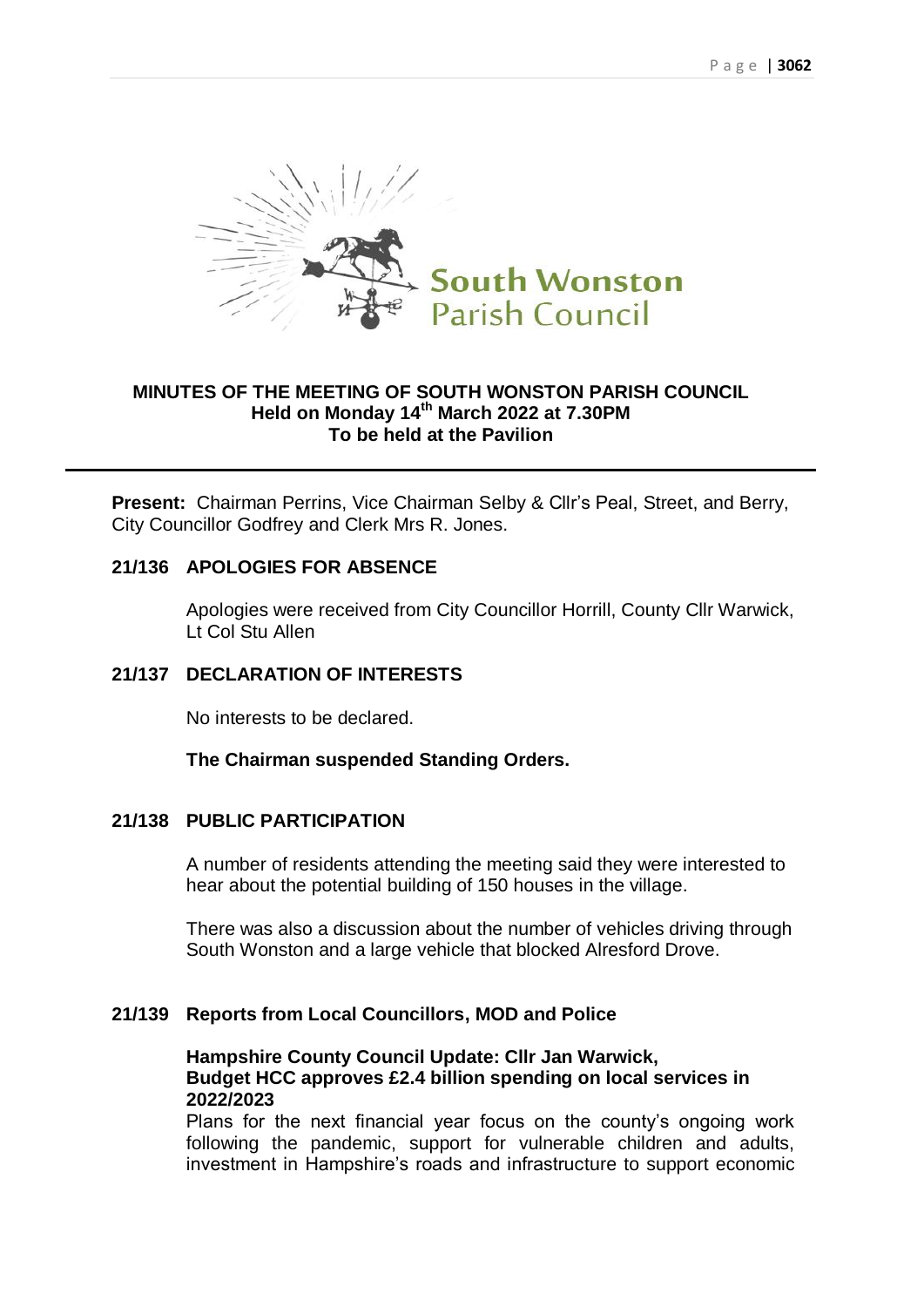South Wonston Parish Council

**MINUTES OF THE MEETING OF SOUTH WONSTON PARISH COUNCIL**
**Held on Monday 14th March 2022 at 7.30PM**
**To be held at the Pavilion**

---

**Present:** Chairman Perrins, Vice Chairman Selby & Cllr's Peal, Street, and Berry, City Councillor Godfrey and Clerk Mrs R. Jones.

## 21/136 APOLOGIES FOR ABSENCE

Apologies were received from City Councillor Horrill, County Cllr Warwick, Lt Col Stu Allen

## 21/137 DECLARATION OF INTERESTS

No interests to be declared.

**The Chairman suspended Standing Orders.**

## 21/138 PUBLIC PARTICIPATION

A number of residents attending the meeting said they were interested to hear about the potential building of 150 houses in the village.

There was also a discussion about the number of vehicles driving through South Wonston and a large vehicle that blocked Alresford Drove.

## 21/139 Reports from Local Councillors, MOD and Police

**Hampshire County Council Update: Cllr Jan Warwick,**
**Budget HCC approves £2.4 billion spending on local services in 2022/2023**

Plans for the next financial year focus on the county's ongoing work following the pandemic, support for vulnerable children and adults, investment in Hampshire's roads and infrastructure to support economic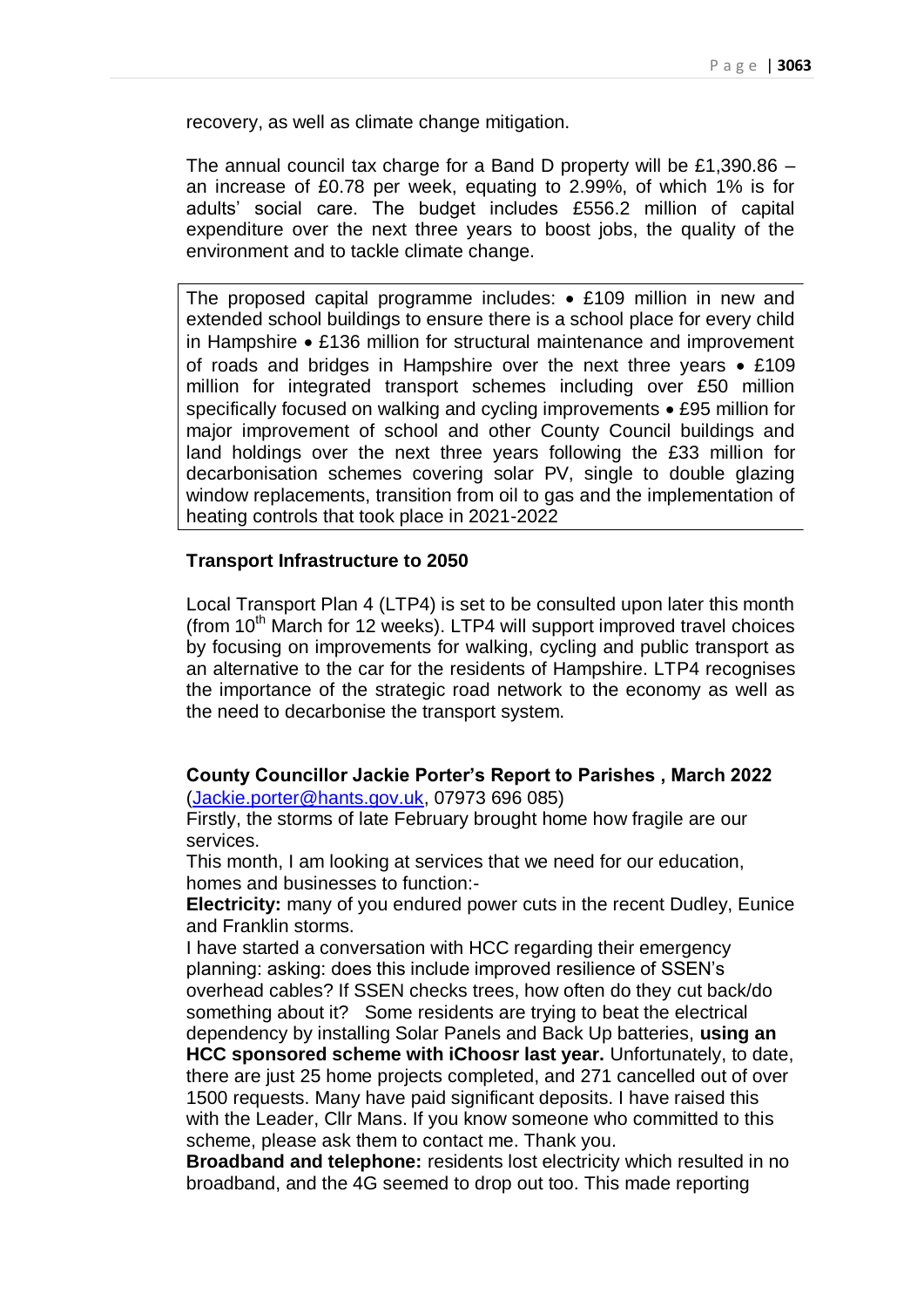recovery, as well as climate change mitigation.

The annual council tax charge for a Band D property will be £1,390.86 – an increase of £0.78 per week, equating to 2.99%, of which 1% is for adults' social care. The budget includes £556.2 million of capital expenditure over the next three years to boost jobs, the quality of the environment and to tackle climate change.

The proposed capital programme includes: • £109 million in new and extended school buildings to ensure there is a school place for every child in Hampshire • £136 million for structural maintenance and improvement of roads and bridges in Hampshire over the next three years • £109 million for integrated transport schemes including over £50 million specifically focused on walking and cycling improvements • £95 million for major improvement of school and other County Council buildings and land holdings over the next three years following the £33 million for decarbonisation schemes covering solar PV, single to double glazing window replacements, transition from oil to gas and the implementation of heating controls that took place in 2021-2022

**Transport Infrastructure to 2050**

Local Transport Plan 4 (LTP4) is set to be consulted upon later this month (from 10th March for 12 weeks). LTP4 will support improved travel choices by focusing on improvements for walking, cycling and public transport as an alternative to the car for the residents of Hampshire. LTP4 recognises the importance of the strategic road network to the economy as well as the need to decarbonise the transport system.

**County Councillor Jackie Porter's Report to Parishes , March 2022**
(Jackie.porter@hants.gov.uk, 07973 696 085)

Firstly, the storms of late February brought home how fragile are our services.

This month, I am looking at services that we need for our education, homes and businesses to function:-

**Electricity:** many of you endured power cuts in the recent Dudley, Eunice and Franklin storms.

I have started a conversation with HCC regarding their emergency planning: asking: does this include improved resilience of SSEN's overhead cables? If SSEN checks trees, how often do they cut back/do something about it? Some residents are trying to beat the electrical dependency by installing Solar Panels and Back Up batteries, **using an HCC sponsored scheme with iChoosr last year.** Unfortunately, to date, there are just 25 home projects completed, and 271 cancelled out of over 1500 requests. Many have paid significant deposits. I have raised this with the Leader, Cllr Mans. If you know someone who committed to this scheme, please ask them to contact me. Thank you.

**Broadband and telephone:** residents lost electricity which resulted in no broadband, and the 4G seemed to drop out too. This made reporting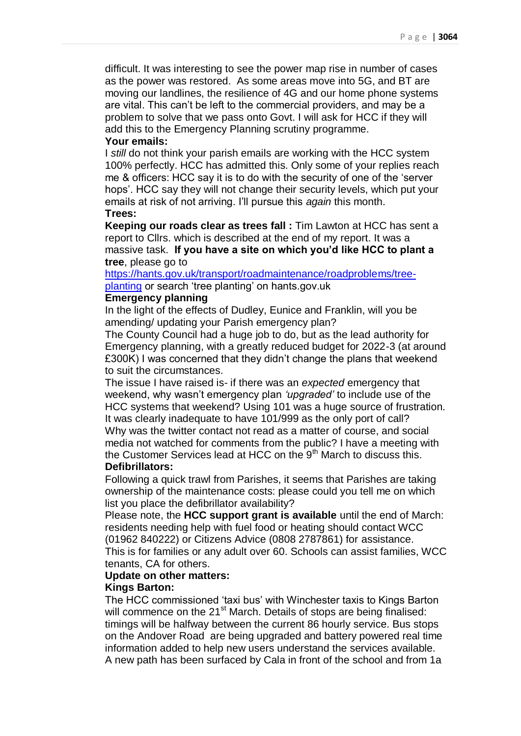difficult. It was interesting to see the power map rise in number of cases as the power was restored. As some areas move into 5G, and BT are moving our landlines, the resilience of 4G and our home phone systems are vital. This can't be left to the commercial providers, and may be a problem to solve that we pass onto Govt. I will ask for HCC if they will add this to the Emergency Planning scrutiny programme.

**Your emails:**

I *still* do not think your parish emails are working with the HCC system 100% perfectly. HCC has admitted this. Only some of your replies reach me & officers: HCC say it is to do with the security of one of the 'server hops'. HCC say they will not change their security levels, which put your emails at risk of not arriving. I'll pursue this *again* this month.

**Trees:**

**Keeping our roads clear as trees fall :** Tim Lawton at HCC has sent a report to Cllrs. which is described at the end of my report. It was a massive task. **If you have a site on which you'd like HCC to plant a tree**, please go to [https://hants.gov.uk/transport/roadmaintenance/roadproblems/tree-planting](https://hants.gov.uk/transport/roadmaintenance/roadproblems/tree-planting) or search 'tree planting' on hants.gov.uk

**Emergency planning**

In the light of the effects of Dudley, Eunice and Franklin, will you be amending/ updating your Parish emergency plan?

The County Council had a huge job to do, but as the lead authority for Emergency planning, with a greatly reduced budget for 2022-3 (at around £300K) I was concerned that they didn't change the plans that weekend to suit the circumstances.

The issue I have raised is- if there was an *expected* emergency that weekend, why wasn't emergency plan *'upgraded'* to include use of the HCC systems that weekend? Using 101 was a huge source of frustration. It was clearly inadequate to have 101/999 as the only port of call? Why was the twitter contact not read as a matter of course, and social media not watched for comments from the public? I have a meeting with the Customer Services lead at HCC on the 9th March to discuss this.

**Defibrillators:**

Following a quick trawl from Parishes, it seems that Parishes are taking ownership of the maintenance costs: please could you tell me on which list you place the defibrillator availability?

Please note, the **HCC support grant is available** until the end of March: residents needing help with fuel food or heating should contact WCC (01962 840222) or Citizens Advice (0808 2787861) for assistance. This is for families or any adult over 60. Schools can assist families, WCC tenants, CA for others.

**Update on other matters:**

**Kings Barton:**

The HCC commissioned 'taxi bus' with Winchester taxis to Kings Barton will commence on the 21st March. Details of stops are being finalised: timings will be halfway between the current 86 hourly service. Bus stops on the Andover Road are being upgraded and battery powered real time information added to help new users understand the services available. A new path has been surfaced by Cala in front of the school and from 1a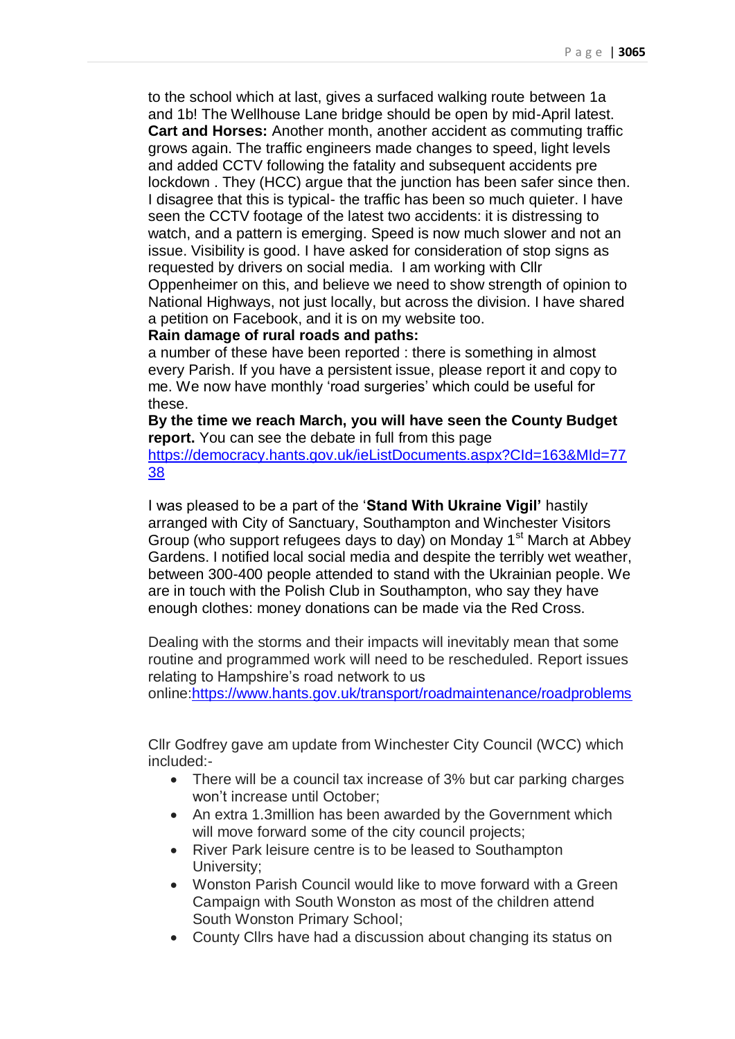to the school which at last, gives a surfaced walking route between 1a and 1b! The Wellhouse Lane bridge should be open by mid-April latest.
**Cart and Horses:** Another month, another accident as commuting traffic grows again. The traffic engineers made changes to speed, light levels and added CCTV following the fatality and subsequent accidents pre lockdown . They (HCC) argue that the junction has been safer since then. I disagree that this is typical- the traffic has been so much quieter. I have seen the CCTV footage of the latest two accidents: it is distressing to watch, and a pattern is emerging. Speed is now much slower and not an issue. Visibility is good. I have asked for consideration of stop signs as requested by drivers on social media. I am working with Cllr Oppenheimer on this, and believe we need to show strength of opinion to National Highways, not just locally, but across the division. I have shared a petition on Facebook, and it is on my website too.
**Rain damage of rural roads and paths:**
a number of these have been reported : there is something in almost every Parish. If you have a persistent issue, please report it and copy to me. We now have monthly 'road surgeries' which could be useful for these.
**By the time we reach March, you will have seen the County Budget report.** You can see the debate in full from this page
https://democracy.hants.gov.uk/ieListDocuments.aspx?CId=163&MId=7738

I was pleased to be a part of the '**Stand With Ukraine Vigil'** hastily arranged with City of Sanctuary, Southampton and Winchester Visitors Group (who support refugees days to day) on Monday 1st March at Abbey Gardens. I notified local social media and despite the terribly wet weather, between 300-400 people attended to stand with the Ukrainian people. We are in touch with the Polish Club in Southampton, who say they have enough clothes: money donations can be made via the Red Cross.

Dealing with the storms and their impacts will inevitably mean that some routine and programmed work will need to be rescheduled. Report issues relating to Hampshire's road network to us online:https://www.hants.gov.uk/transport/roadmaintenance/roadproblems

Cllr Godfrey gave am update from Winchester City Council (WCC) which included:-

- There will be a council tax increase of 3% but car parking charges won't increase until October;
- An extra 1.3million has been awarded by the Government which will move forward some of the city council projects;
- River Park leisure centre is to be leased to Southampton University;
- Wonston Parish Council would like to move forward with a Green Campaign with South Wonston as most of the children attend South Wonston Primary School;
- County Cllrs have had a discussion about changing its status on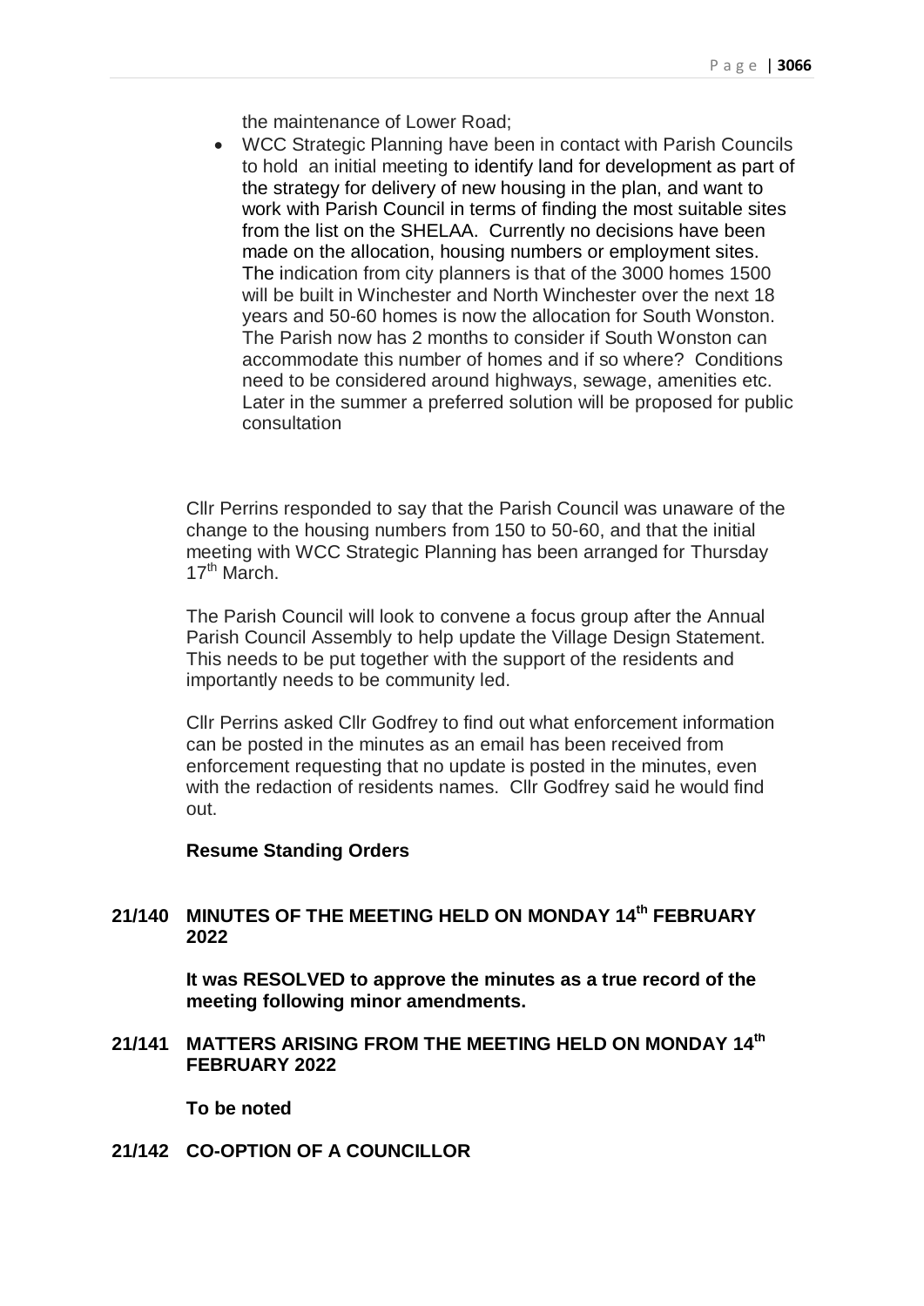the maintenance of Lower Road;

- WCC Strategic Planning have been in contact with Parish Councils to hold an initial meeting to identify land for development as part of the strategy for delivery of new housing in the plan, and want to work with Parish Council in terms of finding the most suitable sites from the list on the SHELAA. Currently no decisions have been made on the allocation, housing numbers or employment sites. The indication from city planners is that of the 3000 homes 1500 will be built in Winchester and North Winchester over the next 18 years and 50-60 homes is now the allocation for South Wonston. The Parish now has 2 months to consider if South Wonston can accommodate this number of homes and if so where? Conditions need to be considered around highways, sewage, amenities etc. Later in the summer a preferred solution will be proposed for public consultation

Cllr Perrins responded to say that the Parish Council was unaware of the change to the housing numbers from 150 to 50-60, and that the initial meeting with WCC Strategic Planning has been arranged for Thursday 17th March.

The Parish Council will look to convene a focus group after the Annual Parish Council Assembly to help update the Village Design Statement. This needs to be put together with the support of the residents and importantly needs to be community led.

Cllr Perrins asked Cllr Godfrey to find out what enforcement information can be posted in the minutes as an email has been received from enforcement requesting that no update is posted in the minutes, even with the redaction of residents names. Cllr Godfrey said he would find out.

**Resume Standing Orders**

## 21/140 MINUTES OF THE MEETING HELD ON MONDAY 14th FEBRUARY 2022

**It was RESOLVED to approve the minutes as a true record of the meeting following minor amendments.**

## 21/141 MATTERS ARISING FROM THE MEETING HELD ON MONDAY 14th FEBRUARY 2022

**To be noted**

## 21/142 CO-OPTION OF A COUNCILLOR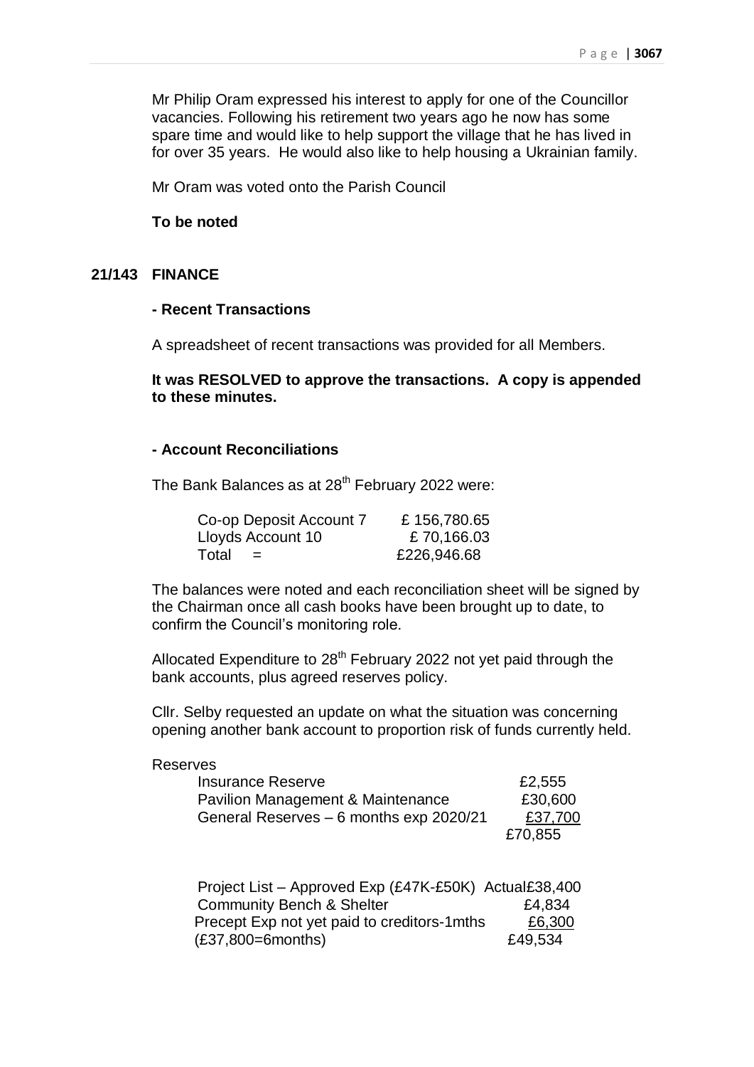Mr Philip Oram expressed his interest to apply for one of the Councillor vacancies. Following his retirement two years ago he now has some spare time and would like to help support the village that he has lived in for over 35 years. He would also like to help housing a Ukrainian family.

Mr Oram was voted onto the Parish Council

**To be noted**

## 21/143 FINANCE

### - Recent Transactions

A spreadsheet of recent transactions was provided for all Members.

**It was RESOLVED to approve the transactions. A copy is appended to these minutes.**

### - Account Reconciliations

The Bank Balances as at 28th February 2022 were:

| | |
|---|---|
| Co-op Deposit Account 7 | £ 156,780.65 |
| Lloyds Account 10 | £ 70,166.03 |
| Total = | £226,946.68 |

The balances were noted and each reconciliation sheet will be signed by the Chairman once all cash books have been brought up to date, to confirm the Council's monitoring role.

Allocated Expenditure to 28th February 2022 not yet paid through the bank accounts, plus agreed reserves policy.

Cllr. Selby requested an update on what the situation was concerning opening another bank account to proportion risk of funds currently held.

Reserves

| | |
|---|---|
| Insurance Reserve | £2,555 |
| Pavilion Management & Maintenance | £30,600 |
| General Reserves – 6 months exp 2020/21 | £37,700 |
| | £70,855 |

| | |
|---|---|
| Project List – Approved Exp (£47K-£50K) Actual | £38,400 |
| Community Bench & Shelter | £4,834 |
| Precept Exp not yet paid to creditors-1mths | £6,300 |
| (£37,800=6months) | £49,534 |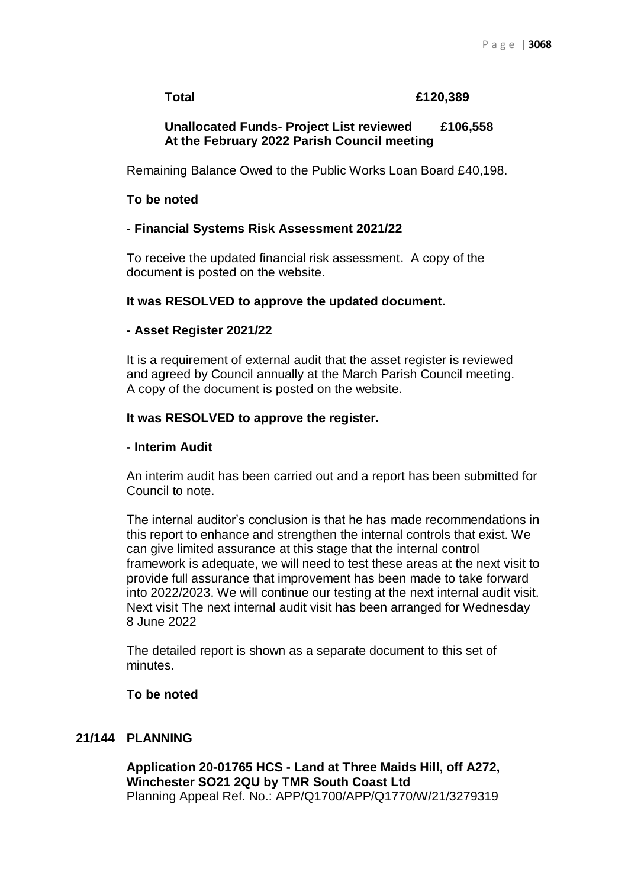**Total £120,389**

**Unallocated Funds- Project List reviewed At the February 2022 Parish Council meeting £106,558**

Remaining Balance Owed to the Public Works Loan Board £40,198.

**To be noted**

**- Financial Systems Risk Assessment 2021/22**

To receive the updated financial risk assessment. A copy of the document is posted on the website.

**It was RESOLVED to approve the updated document.**

**- Asset Register 2021/22**

It is a requirement of external audit that the asset register is reviewed and agreed by Council annually at the March Parish Council meeting. A copy of the document is posted on the website.

**It was RESOLVED to approve the register.**

**- Interim Audit**

An interim audit has been carried out and a report has been submitted for Council to note.

The internal auditor's conclusion is that he has made recommendations in this report to enhance and strengthen the internal controls that exist. We can give limited assurance at this stage that the internal control framework is adequate, we will need to test these areas at the next visit to provide full assurance that improvement has been made to take forward into 2022/2023. We will continue our testing at the next internal audit visit. Next visit The next internal audit visit has been arranged for Wednesday 8 June 2022

The detailed report is shown as a separate document to this set of minutes.

**To be noted**

## 21/144 PLANNING

**Application 20-01765 HCS - Land at Three Maids Hill, off A272, Winchester SO21 2QU by TMR South Coast Ltd**
Planning Appeal Ref. No.: APP/Q1700/APP/Q1770/W/21/3279319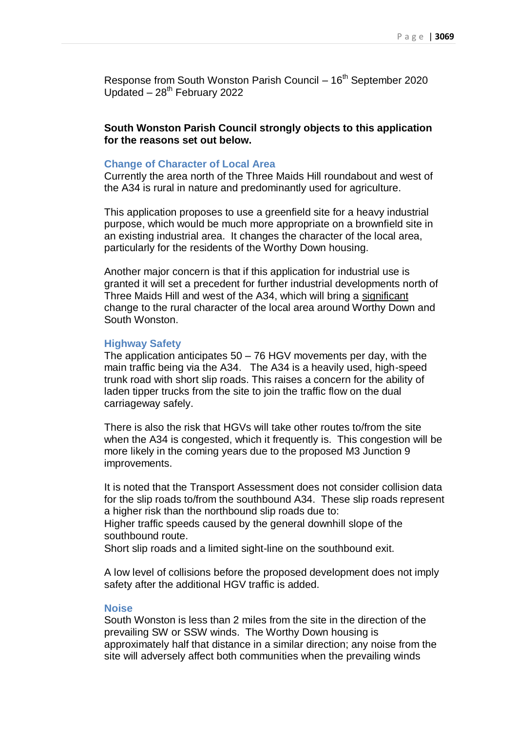Response from South Wonston Parish Council – 16th September 2020
Updated – 28th February 2022

**South Wonston Parish Council strongly objects to this application for the reasons set out below.**

### Change of Character of Local Area

Currently the area north of the Three Maids Hill roundabout and west of the A34 is rural in nature and predominantly used for agriculture.

This application proposes to use a greenfield site for a heavy industrial purpose, which would be much more appropriate on a brownfield site in an existing industrial area. It changes the character of the local area, particularly for the residents of the Worthy Down housing.

Another major concern is that if this application for industrial use is granted it will set a precedent for further industrial developments north of Three Maids Hill and west of the A34, which will bring a <u>significant</u> change to the rural character of the local area around Worthy Down and South Wonston.

### Highway Safety

The application anticipates 50 – 76 HGV movements per day, with the main traffic being via the A34. The A34 is a heavily used, high-speed trunk road with short slip roads. This raises a concern for the ability of laden tipper trucks from the site to join the traffic flow on the dual carriageway safely.

There is also the risk that HGVs will take other routes to/from the site when the A34 is congested, which it frequently is. This congestion will be more likely in the coming years due to the proposed M3 Junction 9 improvements.

It is noted that the Transport Assessment does not consider collision data for the slip roads to/from the southbound A34. These slip roads represent a higher risk than the northbound slip roads due to:
Higher traffic speeds caused by the general downhill slope of the southbound route.
Short slip roads and a limited sight-line on the southbound exit.

A low level of collisions before the proposed development does not imply safety after the additional HGV traffic is added.

### Noise

South Wonston is less than 2 miles from the site in the direction of the prevailing SW or SSW winds. The Worthy Down housing is approximately half that distance in a similar direction; any noise from the site will adversely affect both communities when the prevailing winds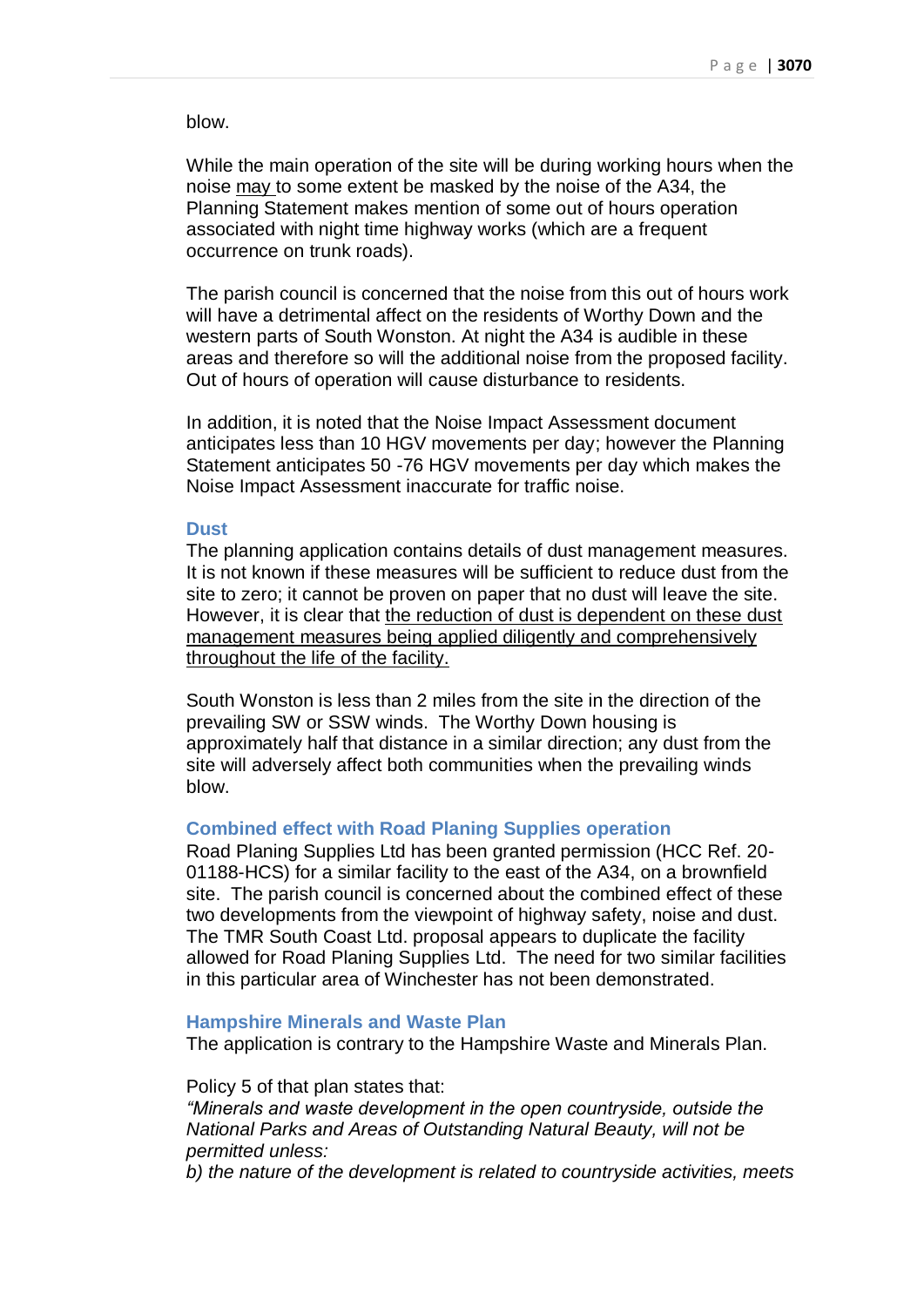blow.

While the main operation of the site will be during working hours when the noise <u>may</u> to some extent be masked by the noise of the A34, the Planning Statement makes mention of some out of hours operation associated with night time highway works (which are a frequent occurrence on trunk roads).

The parish council is concerned that the noise from this out of hours work will have a detrimental affect on the residents of Worthy Down and the western parts of South Wonston. At night the A34 is audible in these areas and therefore so will the additional noise from the proposed facility. Out of hours of operation will cause disturbance to residents.

In addition, it is noted that the Noise Impact Assessment document anticipates less than 10 HGV movements per day; however the Planning Statement anticipates 50 -76 HGV movements per day which makes the Noise Impact Assessment inaccurate for traffic noise.

### Dust

The planning application contains details of dust management measures. It is not known if these measures will be sufficient to reduce dust from the site to zero; it cannot be proven on paper that no dust will leave the site. However, it is clear that <u>the reduction of dust is dependent on these dust management measures being applied diligently and comprehensively throughout the life of the facility.</u>

South Wonston is less than 2 miles from the site in the direction of the prevailing SW or SSW winds. The Worthy Down housing is approximately half that distance in a similar direction; any dust from the site will adversely affect both communities when the prevailing winds blow.

### Combined effect with Road Planing Supplies operation

Road Planing Supplies Ltd has been granted permission (HCC Ref. 20-01188-HCS) for a similar facility to the east of the A34, on a brownfield site. The parish council is concerned about the combined effect of these two developments from the viewpoint of highway safety, noise and dust. The TMR South Coast Ltd. proposal appears to duplicate the facility allowed for Road Planing Supplies Ltd. The need for two similar facilities in this particular area of Winchester has not been demonstrated.

### Hampshire Minerals and Waste Plan

The application is contrary to the Hampshire Waste and Minerals Plan.

Policy 5 of that plan states that:

*"Minerals and waste development in the open countryside, outside the National Parks and Areas of Outstanding Natural Beauty, will not be permitted unless:*

*b) the nature of the development is related to countryside activities, meets*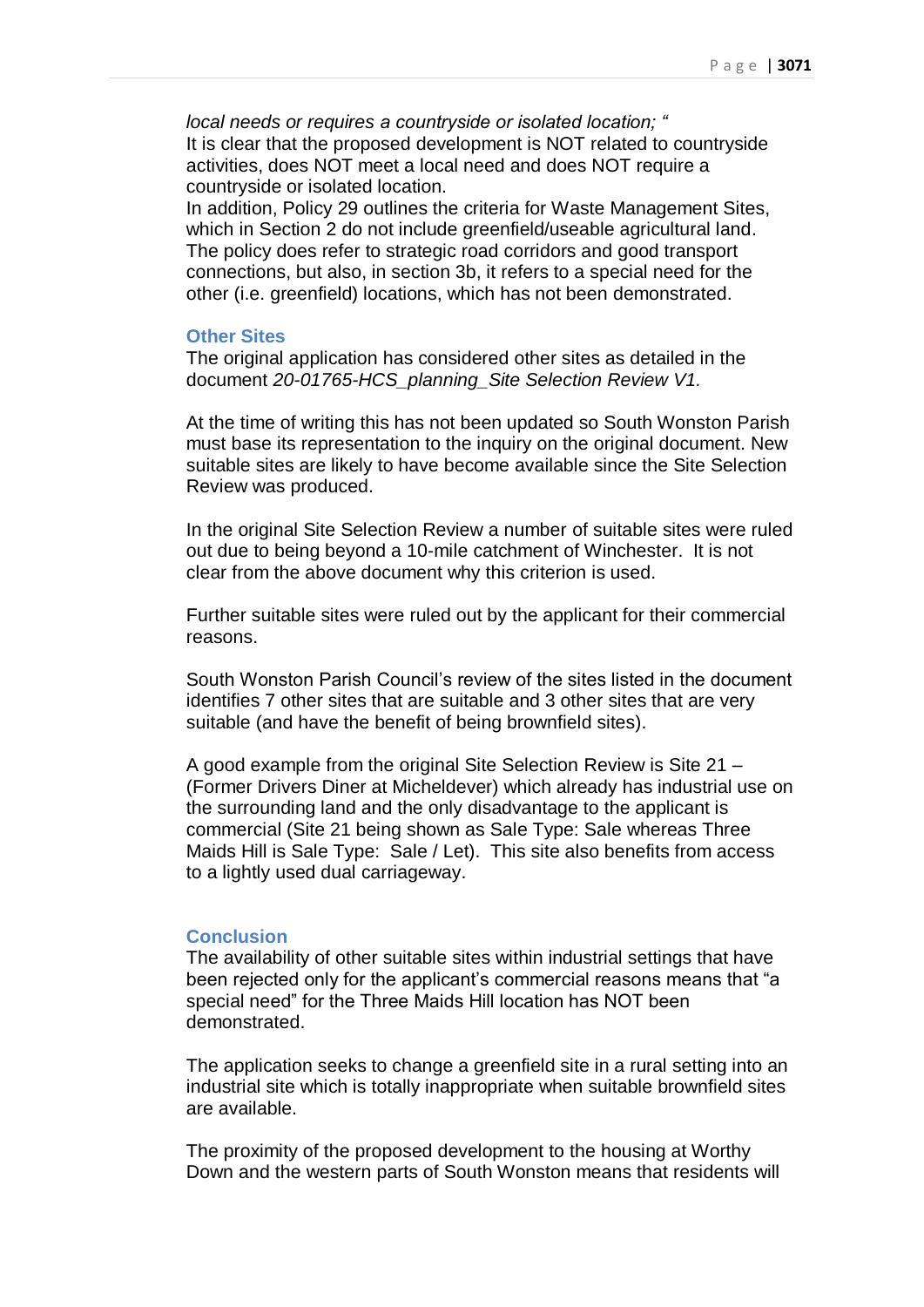*local needs or requires a countryside or isolated location; "*
It is clear that the proposed development is NOT related to countryside activities, does NOT meet a local need and does NOT require a countryside or isolated location.
In addition, Policy 29 outlines the criteria for Waste Management Sites, which in Section 2 do not include greenfield/useable agricultural land. The policy does refer to strategic road corridors and good transport connections, but also, in section 3b, it refers to a special need for the other (i.e. greenfield) locations, which has not been demonstrated.

### Other Sites

The original application has considered other sites as detailed in the document *20-01765-HCS_planning_Site Selection Review V1.*

At the time of writing this has not been updated so South Wonston Parish must base its representation to the inquiry on the original document. New suitable sites are likely to have become available since the Site Selection Review was produced.

In the original Site Selection Review a number of suitable sites were ruled out due to being beyond a 10-mile catchment of Winchester. It is not clear from the above document why this criterion is used.

Further suitable sites were ruled out by the applicant for their commercial reasons.

South Wonston Parish Council's review of the sites listed in the document identifies 7 other sites that are suitable and 3 other sites that are very suitable (and have the benefit of being brownfield sites).

A good example from the original Site Selection Review is Site 21 – (Former Drivers Diner at Micheldever) which already has industrial use on the surrounding land and the only disadvantage to the applicant is commercial (Site 21 being shown as Sale Type: Sale whereas Three Maids Hill is Sale Type: Sale / Let). This site also benefits from access to a lightly used dual carriageway.

### Conclusion

The availability of other suitable sites within industrial settings that have been rejected only for the applicant's commercial reasons means that "a special need" for the Three Maids Hill location has NOT been demonstrated.

The application seeks to change a greenfield site in a rural setting into an industrial site which is totally inappropriate when suitable brownfield sites are available.

The proximity of the proposed development to the housing at Worthy Down and the western parts of South Wonston means that residents will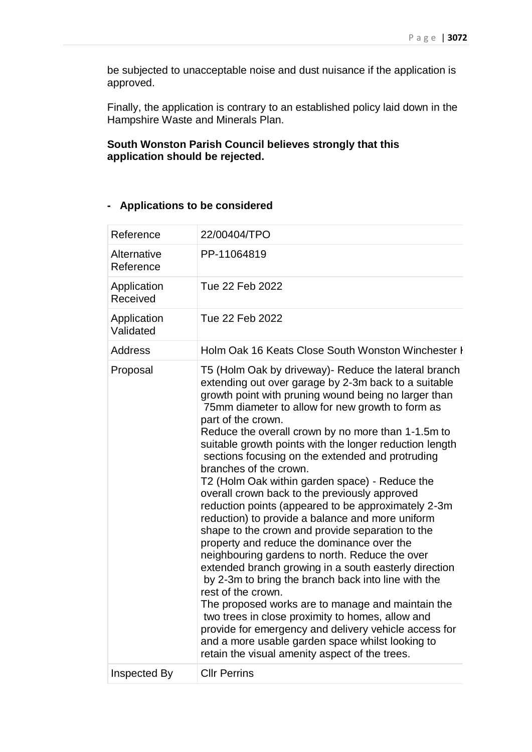be subjected to unacceptable noise and dust nuisance if the application is approved.

Finally, the application is contrary to an established policy laid down in the Hampshire Waste and Minerals Plan.

**South Wonston Parish Council believes strongly that this application should be rejected.**

- **Applications to be considered**

| | |
|---|---|
| Reference | 22/00404/TPO |
| Alternative Reference | PP-11064819 |
| Application Received | Tue 22 Feb 2022 |
| Application Validated | Tue 22 Feb 2022 |
| Address | Holm Oak 16 Keats Close South Wonston Winchester H |
| Proposal | T5 (Holm Oak by driveway)- Reduce the lateral branch extending out over garage by 2-3m back to a suitable growth point with pruning wound being no larger than 75mm diameter to allow for new growth to form as part of the crown.<br>Reduce the overall crown by no more than 1-1.5m to suitable growth points with the longer reduction length sections focusing on the extended and protruding branches of the crown.<br>T2 (Holm Oak within garden space) - Reduce the overall crown back to the previously approved reduction points (appeared to be approximately 2-3m reduction) to provide a balance and more uniform shape to the crown and provide separation to the property and reduce the dominance over the neighbouring gardens to north. Reduce the over extended branch growing in a south easterly direction by 2-3m to bring the branch back into line with the rest of the crown.<br>The proposed works are to manage and maintain the two trees in close proximity to homes, allow and provide for emergency and delivery vehicle access for and a more usable garden space whilst looking to retain the visual amenity aspect of the trees. |
| Inspected By | Cllr Perrins |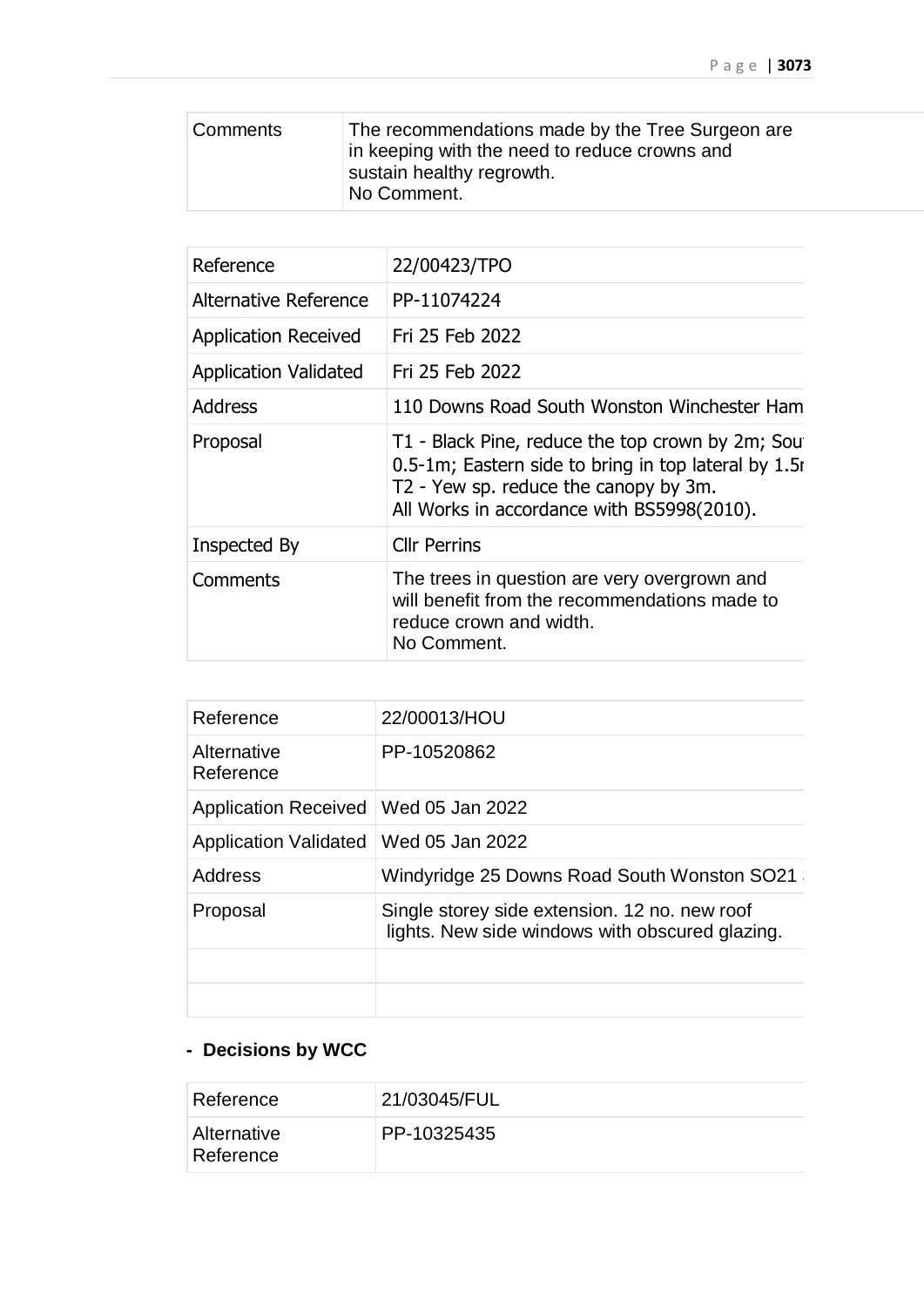| Comments | The recommendations made by the Tree Surgeon are in keeping with the need to reduce crowns and sustain healthy regrowth.<br>No Comment. |
|---|---|

| Reference | 22/00423/TPO |
|---|---|
| Alternative Reference | PP-11074224 |
| Application Received | Fri 25 Feb 2022 |
| Application Validated | Fri 25 Feb 2022 |
| Address | 110 Downs Road South Wonston Winchester Ham |
| Proposal | T1 - Black Pine, reduce the top crown by 2m; Sou 0.5-1m; Eastern side to bring in top lateral by 1.5r<br>T2 - Yew sp. reduce the canopy by 3m.<br>All Works in accordance with BS5998(2010). |
| Inspected By | Cllr Perrins |
| Comments | The trees in question are very overgrown and will benefit from the recommendations made to reduce crown and width.<br>No Comment. |

| Reference | 22/00013/HOU |
|---|---|
| Alternative Reference | PP-10520862 |
| Application Received | Wed 05 Jan 2022 |
| Application Validated | Wed 05 Jan 2022 |
| Address | Windyridge 25 Downs Road South Wonston SO21 |
| Proposal | Single storey side extension. 12 no. new roof lights. New side windows with obscured glazing. |
| | |
| | |

- **Decisions by WCC**

| Reference | 21/03045/FUL |
|---|---|
| Alternative Reference | PP-10325435 |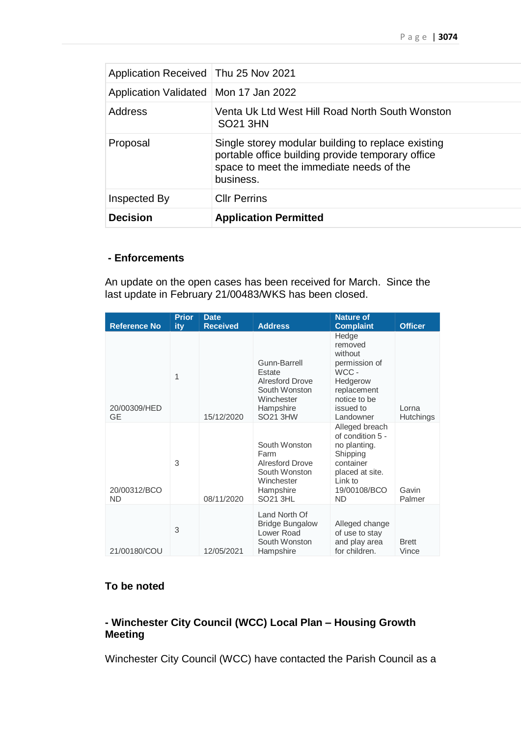| Application Received | Thu 25 Nov 2021 |
| --- | --- |
| Application Validated | Mon 17 Jan 2022 |
| Address | Venta Uk Ltd West Hill Road North South Wonston SO21 3HN |
| Proposal | Single storey modular building to replace existing portable office building provide temporary office space to meet the immediate needs of the business. |
| Inspected By | Cllr Perrins |
| **Decision** | **Application Permitted** |

**- Enforcements**

An update on the open cases has been received for March. Since the last update in February 21/00483/WKS has been closed.

| Reference No | Priority | Date Received | Address | Nature of Complaint | Officer |
| --- | --- | --- | --- | --- | --- |
| 20/00309/HEDGE | 1 | 15/12/2020 | Gunn-Barrell Estate Alresford Drove South Wonston Winchester Hampshire SO21 3HW | Hedge removed without permission of WCC - Hedgerow replacement notice to be issued to Landowner | Lorna Hutchings |
| 20/00312/BCOND | 3 | 08/11/2020 | South Wonston Farm Alresford Drove South Wonston Winchester Hampshire SO21 3HL | Alleged breach of condition 5 - no planting. Shipping container placed at site. Link to 19/00108/BCOND | Gavin Palmer |
| 21/00180/COU | 3 | 12/05/2021 | Land North Of Bridge Bungalow Lower Road South Wonston Hampshire | Alleged change of use to stay and play area for children. | Brett Vince |

**To be noted**

**- Winchester City Council (WCC) Local Plan – Housing Growth Meeting**

Winchester City Council (WCC) have contacted the Parish Council as a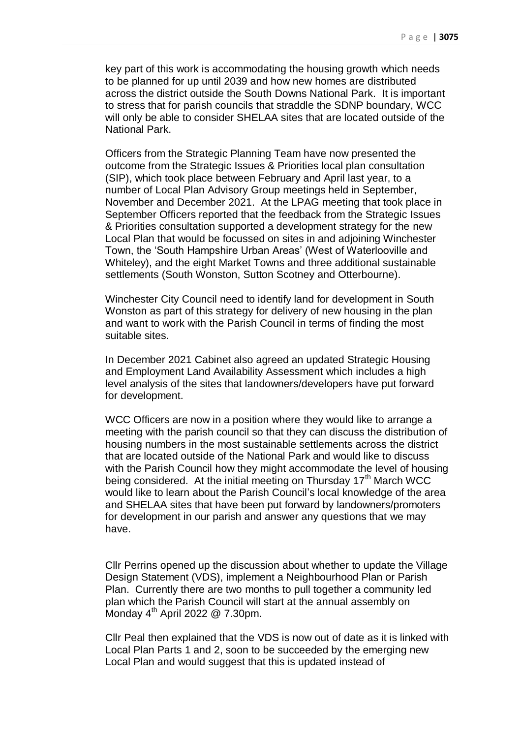key part of this work is accommodating the housing growth which needs to be planned for up until 2039 and how new homes are distributed across the district outside the South Downs National Park. It is important to stress that for parish councils that straddle the SDNP boundary, WCC will only be able to consider SHELAA sites that are located outside of the National Park.

Officers from the Strategic Planning Team have now presented the outcome from the Strategic Issues & Priorities local plan consultation (SIP), which took place between February and April last year, to a number of Local Plan Advisory Group meetings held in September, November and December 2021. At the LPAG meeting that took place in September Officers reported that the feedback from the Strategic Issues & Priorities consultation supported a development strategy for the new Local Plan that would be focussed on sites in and adjoining Winchester Town, the 'South Hampshire Urban Areas' (West of Waterlooville and Whiteley), and the eight Market Towns and three additional sustainable settlements (South Wonston, Sutton Scotney and Otterbourne).

Winchester City Council need to identify land for development in South Wonston as part of this strategy for delivery of new housing in the plan and want to work with the Parish Council in terms of finding the most suitable sites.

In December 2021 Cabinet also agreed an updated Strategic Housing and Employment Land Availability Assessment which includes a high level analysis of the sites that landowners/developers have put forward for development.

WCC Officers are now in a position where they would like to arrange a meeting with the parish council so that they can discuss the distribution of housing numbers in the most sustainable settlements across the district that are located outside of the National Park and would like to discuss with the Parish Council how they might accommodate the level of housing being considered. At the initial meeting on Thursday 17th March WCC would like to learn about the Parish Council's local knowledge of the area and SHELAA sites that have been put forward by landowners/promoters for development in our parish and answer any questions that we may have.

Cllr Perrins opened up the discussion about whether to update the Village Design Statement (VDS), implement a Neighbourhood Plan or Parish Plan. Currently there are two months to pull together a community led plan which the Parish Council will start at the annual assembly on Monday 4th April 2022 @ 7.30pm.

Cllr Peal then explained that the VDS is now out of date as it is linked with Local Plan Parts 1 and 2, soon to be succeeded by the emerging new Local Plan and would suggest that this is updated instead of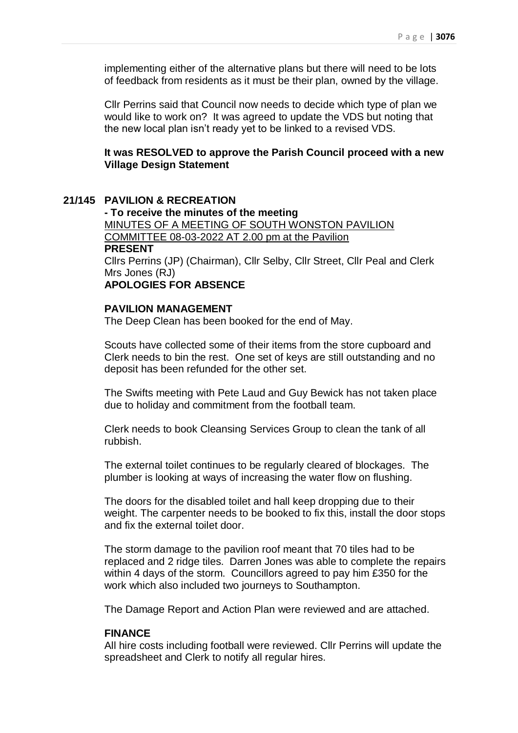implementing either of the alternative plans but there will need to be lots of feedback from residents as it must be their plan, owned by the village.

Cllr Perrins said that Council now needs to decide which type of plan we would like to work on? It was agreed to update the VDS but noting that the new local plan isn't ready yet to be linked to a revised VDS.

**It was RESOLVED to approve the Parish Council proceed with a new Village Design Statement**

## 21/145 PAVILION & RECREATION

**- To receive the minutes of the meeting**

MINUTES OF A MEETING OF SOUTH WONSTON PAVILION COMMITTEE 08-03-2022 AT 2.00 pm at the Pavilion

**PRESENT**

Cllrs Perrins (JP) (Chairman), Cllr Selby, Cllr Street, Cllr Peal and Clerk Mrs Jones (RJ)

**APOLOGIES FOR ABSENCE**

**PAVILION MANAGEMENT**

The Deep Clean has been booked for the end of May.

Scouts have collected some of their items from the store cupboard and Clerk needs to bin the rest. One set of keys are still outstanding and no deposit has been refunded for the other set.

The Swifts meeting with Pete Laud and Guy Bewick has not taken place due to holiday and commitment from the football team.

Clerk needs to book Cleansing Services Group to clean the tank of all rubbish.

The external toilet continues to be regularly cleared of blockages. The plumber is looking at ways of increasing the water flow on flushing.

The doors for the disabled toilet and hall keep dropping due to their weight. The carpenter needs to be booked to fix this, install the door stops and fix the external toilet door.

The storm damage to the pavilion roof meant that 70 tiles had to be replaced and 2 ridge tiles. Darren Jones was able to complete the repairs within 4 days of the storm. Councillors agreed to pay him £350 for the work which also included two journeys to Southampton.

The Damage Report and Action Plan were reviewed and are attached.

**FINANCE**

All hire costs including football were reviewed. Cllr Perrins will update the spreadsheet and Clerk to notify all regular hires.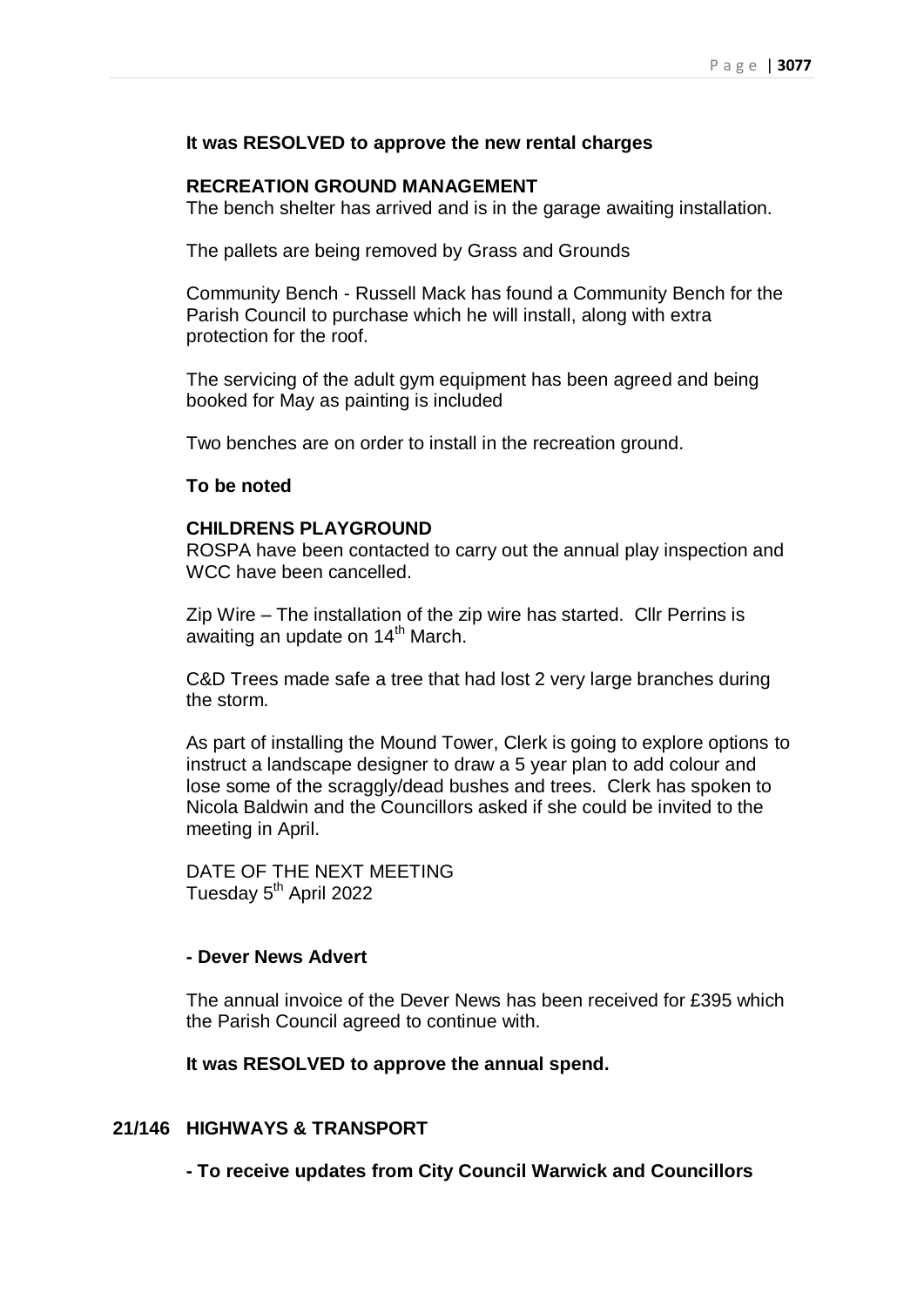**It was RESOLVED to approve the new rental charges**

**RECREATION GROUND MANAGEMENT**

The bench shelter has arrived and is in the garage awaiting installation.

The pallets are being removed by Grass and Grounds

Community Bench - Russell Mack has found a Community Bench for the Parish Council to purchase which he will install, along with extra protection for the roof.

The servicing of the adult gym equipment has been agreed and being booked for May as painting is included

Two benches are on order to install in the recreation ground.

**To be noted**

**CHILDRENS PLAYGROUND**

ROSPA have been contacted to carry out the annual play inspection and WCC have been cancelled.

Zip Wire – The installation of the zip wire has started. Cllr Perrins is awaiting an update on 14th March.

C&D Trees made safe a tree that had lost 2 very large branches during the storm.

As part of installing the Mound Tower, Clerk is going to explore options to instruct a landscape designer to draw a 5 year plan to add colour and lose some of the scraggly/dead bushes and trees. Clerk has spoken to Nicola Baldwin and the Councillors asked if she could be invited to the meeting in April.

DATE OF THE NEXT MEETING
Tuesday 5th April 2022

**- Dever News Advert**

The annual invoice of the Dever News has been received for £395 which the Parish Council agreed to continue with.

**It was RESOLVED to approve the annual spend.**

**21/146 HIGHWAYS & TRANSPORT**

**- To receive updates from City Council Warwick and Councillors**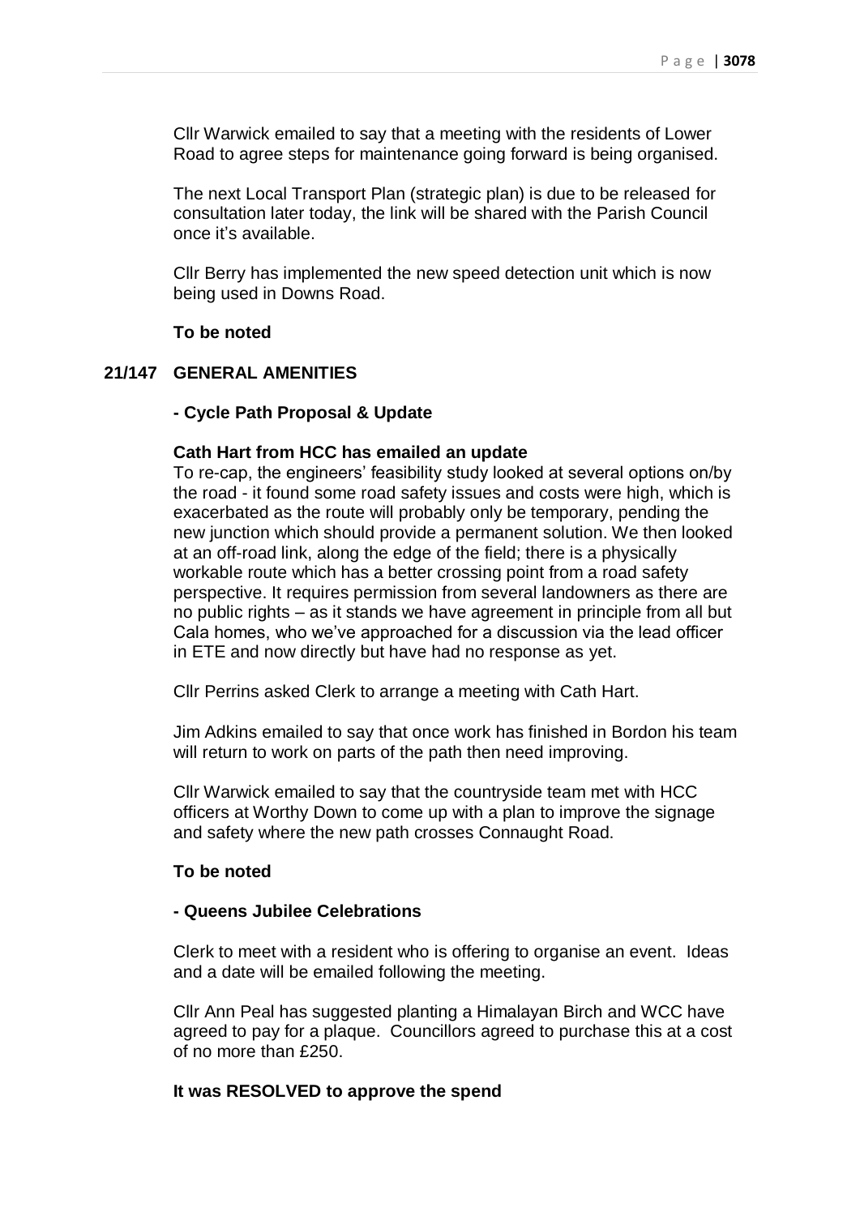Cllr Warwick emailed to say that a meeting with the residents of Lower Road to agree steps for maintenance going forward is being organised.

The next Local Transport Plan (strategic plan) is due to be released for consultation later today, the link will be shared with the Parish Council once it's available.

Cllr Berry has implemented the new speed detection unit which is now being used in Downs Road.

**To be noted**

## 21/147 GENERAL AMENITIES

**- Cycle Path Proposal & Update**

**Cath Hart from HCC has emailed an update**

To re-cap, the engineers' feasibility study looked at several options on/by the road - it found some road safety issues and costs were high, which is exacerbated as the route will probably only be temporary, pending the new junction which should provide a permanent solution. We then looked at an off-road link, along the edge of the field; there is a physically workable route which has a better crossing point from a road safety perspective. It requires permission from several landowners as there are no public rights – as it stands we have agreement in principle from all but Cala homes, who we've approached for a discussion via the lead officer in ETE and now directly but have had no response as yet.

Cllr Perrins asked Clerk to arrange a meeting with Cath Hart.

Jim Adkins emailed to say that once work has finished in Bordon his team will return to work on parts of the path then need improving.

Cllr Warwick emailed to say that the countryside team met with HCC officers at Worthy Down to come up with a plan to improve the signage and safety where the new path crosses Connaught Road.

**To be noted**

**- Queens Jubilee Celebrations**

Clerk to meet with a resident who is offering to organise an event. Ideas and a date will be emailed following the meeting.

Cllr Ann Peal has suggested planting a Himalayan Birch and WCC have agreed to pay for a plaque. Councillors agreed to purchase this at a cost of no more than £250.

**It was RESOLVED to approve the spend**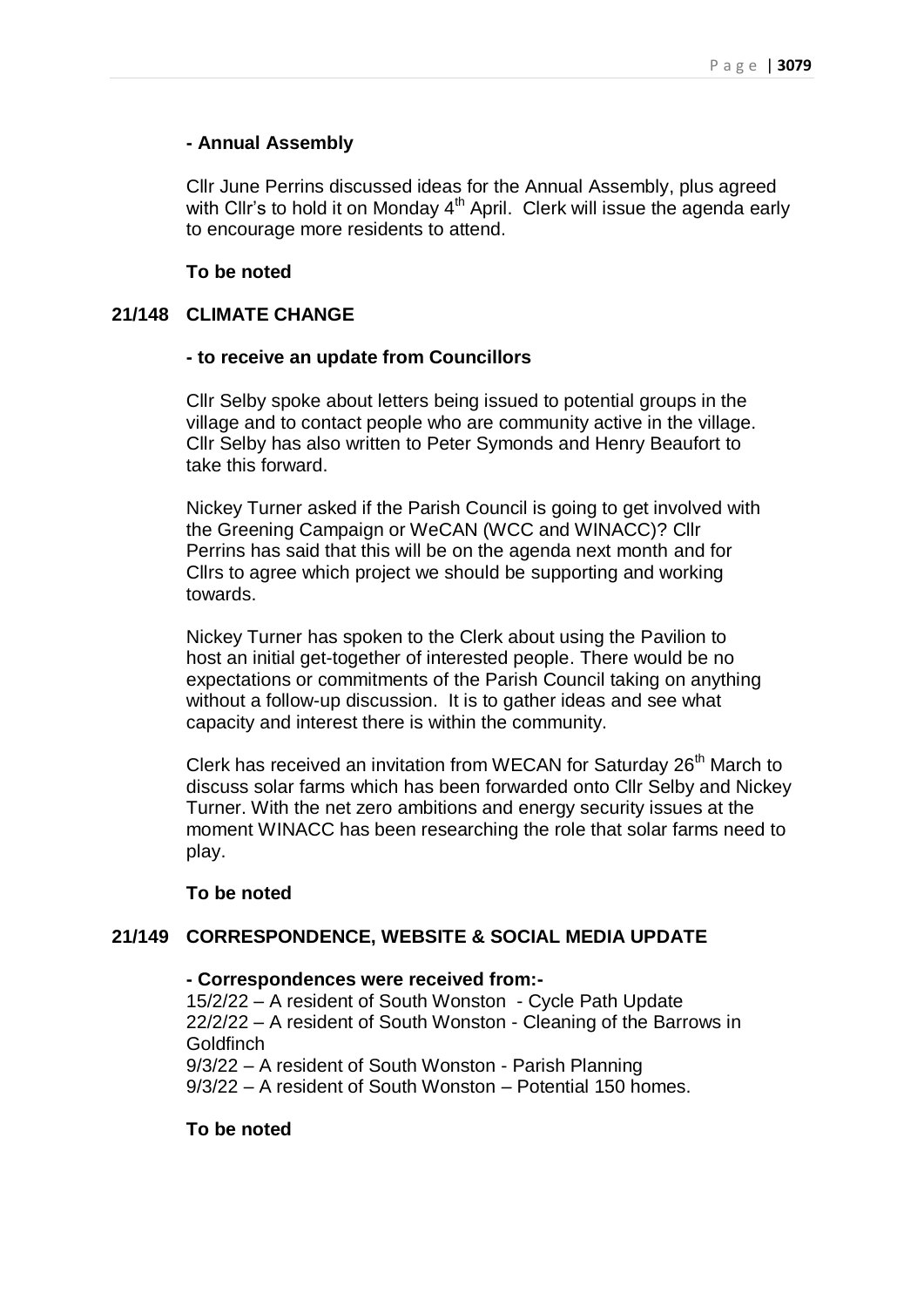**- Annual Assembly**

Cllr June Perrins discussed ideas for the Annual Assembly, plus agreed with Cllr's to hold it on Monday 4th April. Clerk will issue the agenda early to encourage more residents to attend.

**To be noted**

## 21/148 CLIMATE CHANGE

**- to receive an update from Councillors**

Cllr Selby spoke about letters being issued to potential groups in the village and to contact people who are community active in the village. Cllr Selby has also written to Peter Symonds and Henry Beaufort to take this forward.

Nickey Turner asked if the Parish Council is going to get involved with the Greening Campaign or WeCAN (WCC and WINACC)? Cllr Perrins has said that this will be on the agenda next month and for Cllrs to agree which project we should be supporting and working towards.

Nickey Turner has spoken to the Clerk about using the Pavilion to host an initial get-together of interested people. There would be no expectations or commitments of the Parish Council taking on anything without a follow-up discussion. It is to gather ideas and see what capacity and interest there is within the community.

Clerk has received an invitation from WECAN for Saturday 26th March to discuss solar farms which has been forwarded onto Cllr Selby and Nickey Turner. With the net zero ambitions and energy security issues at the moment WINACC has been researching the role that solar farms need to play.

**To be noted**

## 21/149 CORRESPONDENCE, WEBSITE & SOCIAL MEDIA UPDATE

**- Correspondences were received from:-**

15/2/22 – A resident of South Wonston - Cycle Path Update
22/2/22 – A resident of South Wonston - Cleaning of the Barrows in Goldfinch
9/3/22 – A resident of South Wonston - Parish Planning
9/3/22 – A resident of South Wonston – Potential 150 homes.

**To be noted**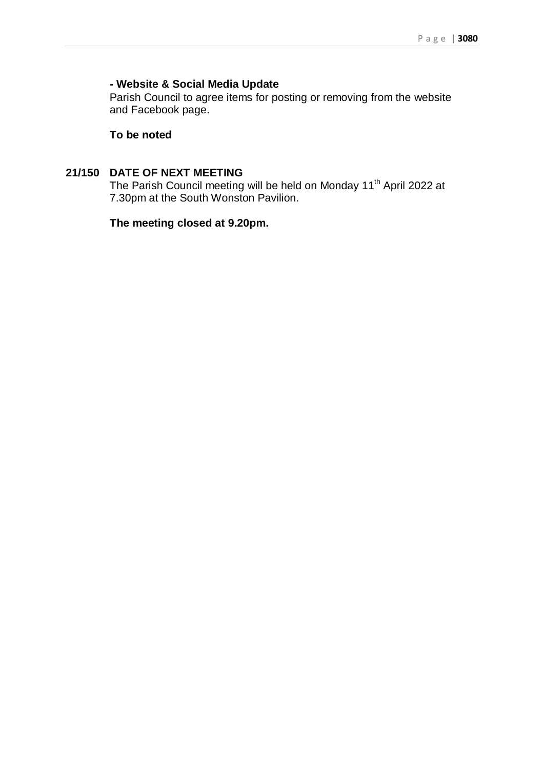**- Website & Social Media Update**

Parish Council to agree items for posting or removing from the website and Facebook page.

**To be noted**

## 21/150 DATE OF NEXT MEETING

The Parish Council meeting will be held on Monday 11th April 2022 at 7.30pm at the South Wonston Pavilion.

**The meeting closed at 9.20pm.**